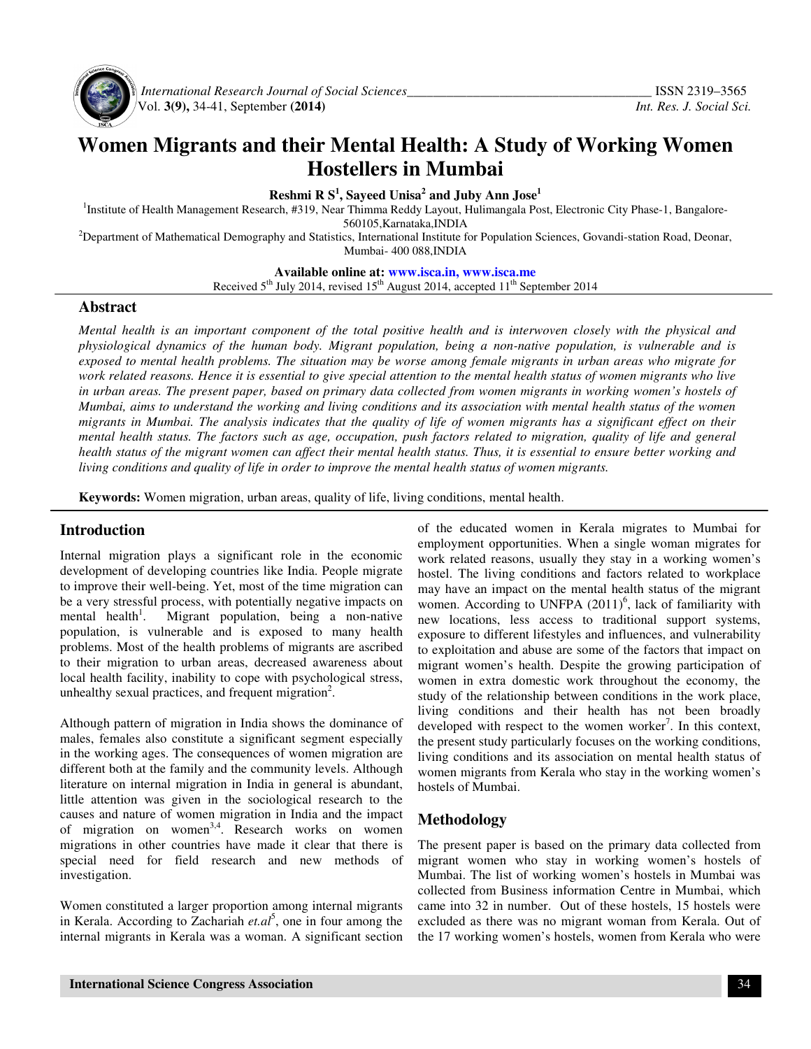# Women Migrants and their Mental Health: A Study of Working Women Hostellers in Mumbai

**Reshmi R S[1], Sayeed Unisa[2] and Juby Ann Jose[1]**

[1]Institute of Health Management Research, #319, Near Thimma Reddy Layout, Hulimangala Post, Electronic City Phase-1, Bangalore-560105,Karnataka,INDIA

[2]Department of Mathematical Demography and Statistics, International Institute for Population Sciences, Govandi-station Road, Deonar, Mumbai- 400 088,INDIA

**Available online at: www.isca.in, www.isca.me**

Received 5th July 2014, revised 15th August 2014, accepted 11th September 2014

## Abstract

*Mental health is an important component of the total positive health and is interwoven closely with the physical and physiological dynamics of the human body. Migrant population, being a non-native population, is vulnerable and is exposed to mental health problems. The situation may be worse among female migrants in urban areas who migrate for work related reasons. Hence it is essential to give special attention to the mental health status of women migrants who live in urban areas. The present paper, based on primary data collected from women migrants in working women's hostels of Mumbai, aims to understand the working and living conditions and its association with mental health status of the women migrants in Mumbai. The analysis indicates that the quality of life of women migrants has a significant effect on their mental health status. The factors such as age, occupation, push factors related to migration, quality of life and general health status of the migrant women can affect their mental health status. Thus, it is essential to ensure better working and living conditions and quality of life in order to improve the mental health status of women migrants.*

**Keywords:** Women migration, urban areas, quality of life, living conditions, mental health.

## Introduction

Internal migration plays a significant role in the economic development of developing countries like India. People migrate to improve their well-being. Yet, most of the time migration can be a very stressful process, with potentially negative impacts on mental health[1]. Migrant population, being a non-native population, is vulnerable and is exposed to many health problems. Most of the health problems of migrants are ascribed to their migration to urban areas, decreased awareness about local health facility, inability to cope with psychological stress, unhealthy sexual practices, and frequent migration[2].

Although pattern of migration in India shows the dominance of males, females also constitute a significant segment especially in the working ages. The consequences of women migration are different both at the family and the community levels. Although literature on internal migration in India in general is abundant, little attention was given in the sociological research to the causes and nature of women migration in India and the impact of migration on women[3,4]. Research works on women migrations in other countries have made it clear that there is special need for field research and new methods of investigation.

Women constituted a larger proportion among internal migrants in Kerala. According to Zachariah *et.al*[5], one in four among the internal migrants in Kerala was a woman. A significant section of the educated women in Kerala migrates to Mumbai for employment opportunities. When a single woman migrates for work related reasons, usually they stay in a working women's hostel. The living conditions and factors related to workplace may have an impact on the mental health status of the migrant women. According to UNFPA (2011)[6], lack of familiarity with new locations, less access to traditional support systems, exposure to different lifestyles and influences, and vulnerability to exploitation and abuse are some of the factors that impact on migrant women's health. Despite the growing participation of women in extra domestic work throughout the economy, the study of the relationship between conditions in the work place, living conditions and their health has not been broadly developed with respect to the women worker[7]. In this context, the present study particularly focuses on the working conditions, living conditions and its association on mental health status of women migrants from Kerala who stay in the working women's hostels of Mumbai.

## Methodology

The present paper is based on the primary data collected from migrant women who stay in working women's hostels of Mumbai. The list of working women's hostels in Mumbai was collected from Business information Centre in Mumbai, which came into 32 in number. Out of these hostels, 15 hostels were excluded as there was no migrant woman from Kerala. Out of the 17 working women's hostels, women from Kerala who were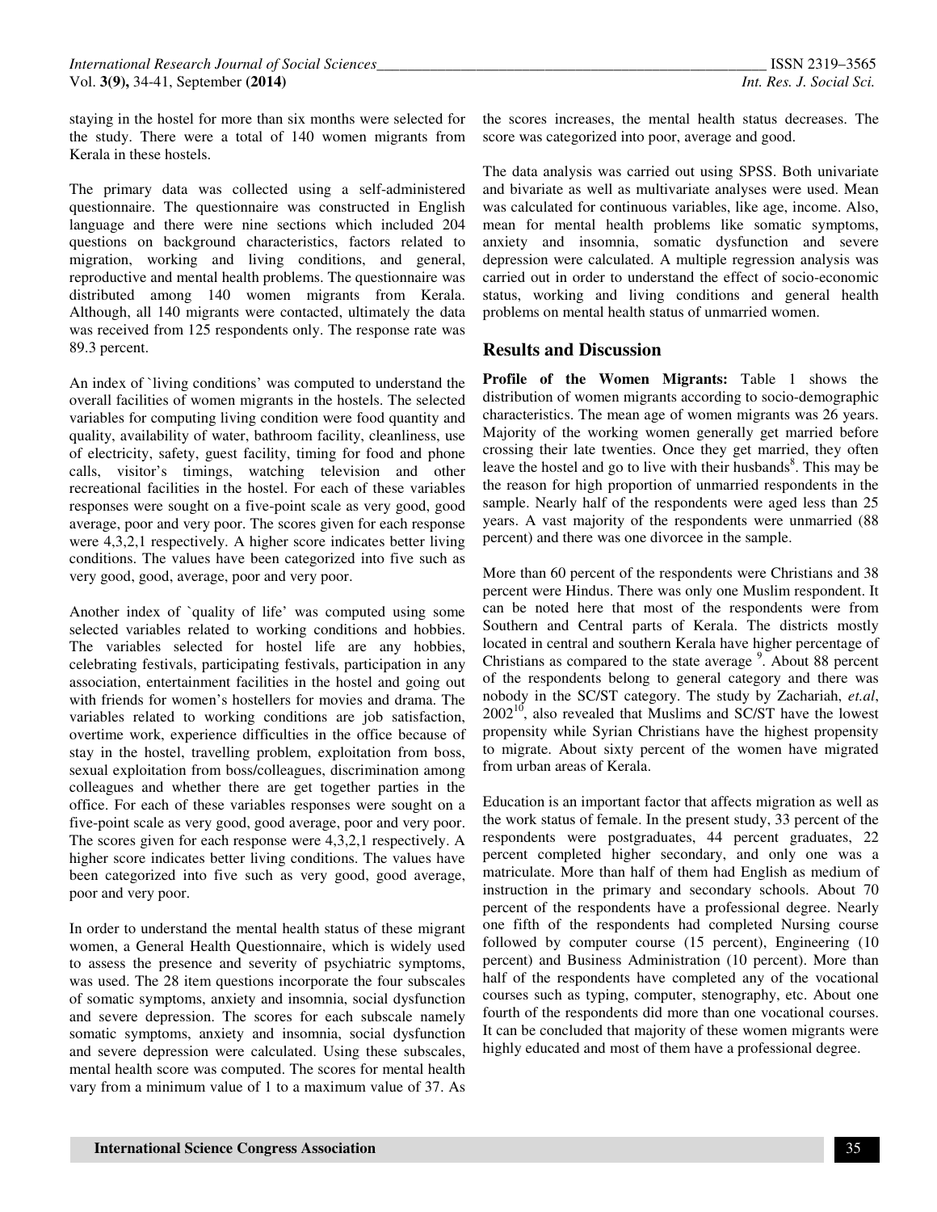staying in the hostel for more than six months were selected for the study. There were a total of 140 women migrants from Kerala in these hostels.

The primary data was collected using a self-administered questionnaire. The questionnaire was constructed in English language and there were nine sections which included 204 questions on background characteristics, factors related to migration, working and living conditions, and general, reproductive and mental health problems. The questionnaire was distributed among 140 women migrants from Kerala. Although, all 140 migrants were contacted, ultimately the data was received from 125 respondents only. The response rate was 89.3 percent.

An index of `living conditions' was computed to understand the overall facilities of women migrants in the hostels. The selected variables for computing living condition were food quantity and quality, availability of water, bathroom facility, cleanliness, use of electricity, safety, guest facility, timing for food and phone calls, visitor's timings, watching television and other recreational facilities in the hostel. For each of these variables responses were sought on a five-point scale as very good, good average, poor and very poor. The scores given for each response were 4,3,2,1 respectively. A higher score indicates better living conditions. The values have been categorized into five such as very good, good, average, poor and very poor.

Another index of `quality of life' was computed using some selected variables related to working conditions and hobbies. The variables selected for hostel life are any hobbies, celebrating festivals, participating festivals, participation in any association, entertainment facilities in the hostel and going out with friends for women's hostellers for movies and drama. The variables related to working conditions are job satisfaction, overtime work, experience difficulties in the office because of stay in the hostel, travelling problem, exploitation from boss, sexual exploitation from boss/colleagues, discrimination among colleagues and whether there are get together parties in the office. For each of these variables responses were sought on a five-point scale as very good, good average, poor and very poor. The scores given for each response were 4,3,2,1 respectively. A higher score indicates better living conditions. The values have been categorized into five such as very good, good average, poor and very poor.

In order to understand the mental health status of these migrant women, a General Health Questionnaire, which is widely used to assess the presence and severity of psychiatric symptoms, was used. The 28 item questions incorporate the four subscales of somatic symptoms, anxiety and insomnia, social dysfunction and severe depression. The scores for each subscale namely somatic symptoms, anxiety and insomnia, social dysfunction and severe depression were calculated. Using these subscales, mental health score was computed. The scores for mental health vary from a minimum value of 1 to a maximum value of 37. As the scores increases, the mental health status decreases. The score was categorized into poor, average and good.

The data analysis was carried out using SPSS. Both univariate and bivariate as well as multivariate analyses were used. Mean was calculated for continuous variables, like age, income. Also, mean for mental health problems like somatic symptoms, anxiety and insomnia, somatic dysfunction and severe depression were calculated. A multiple regression analysis was carried out in order to understand the effect of socio-economic status, working and living conditions and general health problems on mental health status of unmarried women.

## Results and Discussion

**Profile of the Women Migrants:** Table 1 shows the distribution of women migrants according to socio-demographic characteristics. The mean age of women migrants was 26 years. Majority of the working women generally get married before crossing their late twenties. Once they get married, they often leave the hostel and go to live with their husbands[8]. This may be the reason for high proportion of unmarried respondents in the sample. Nearly half of the respondents were aged less than 25 years. A vast majority of the respondents were unmarried (88 percent) and there was one divorcee in the sample.

More than 60 percent of the respondents were Christians and 38 percent were Hindus. There was only one Muslim respondent. It can be noted here that most of the respondents were from Southern and Central parts of Kerala. The districts mostly located in central and southern Kerala have higher percentage of Christians as compared to the state average [9]. About 88 percent of the respondents belong to general category and there was nobody in the SC/ST category. The study by Zachariah, *et.al*, 2002[10], also revealed that Muslims and SC/ST have the lowest propensity while Syrian Christians have the highest propensity to migrate. About sixty percent of the women have migrated from urban areas of Kerala.

Education is an important factor that affects migration as well as the work status of female. In the present study, 33 percent of the respondents were postgraduates, 44 percent graduates, 22 percent completed higher secondary, and only one was a matriculate. More than half of them had English as medium of instruction in the primary and secondary schools. About 70 percent of the respondents have a professional degree. Nearly one fifth of the respondents had completed Nursing course followed by computer course (15 percent), Engineering (10 percent) and Business Administration (10 percent). More than half of the respondents have completed any of the vocational courses such as typing, computer, stenography, etc. About one fourth of the respondents did more than one vocational courses. It can be concluded that majority of these women migrants were highly educated and most of them have a professional degree.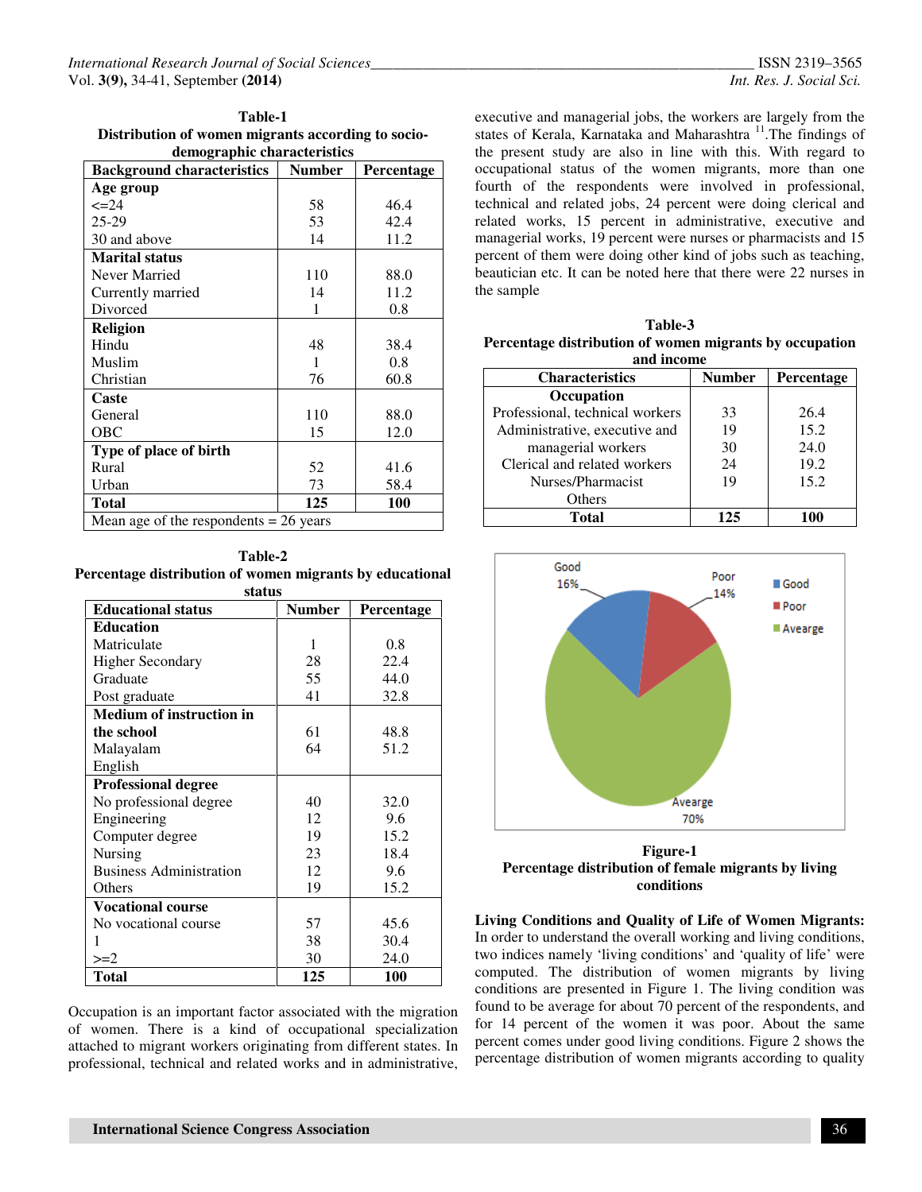**Table-1**
**Distribution of women migrants according to socio-demographic characteristics**

| Background characteristics | Number | Percentage |
|---|---|---|
| **Age group** | | |
| <=24 | 58 | 46.4 |
| 25-29 | 53 | 42.4 |
| 30 and above | 14 | 11.2 |
| **Marital status** | | |
| Never Married | 110 | 88.0 |
| Currently married | 14 | 11.2 |
| Divorced | 1 | 0.8 |
| **Religion** | | |
| Hindu | 48 | 38.4 |
| Muslim | 1 | 0.8 |
| Christian | 76 | 60.8 |
| **Caste** | | |
| General | 110 | 88.0 |
| OBC | 15 | 12.0 |
| **Type of place of birth** | | |
| Rural | 52 | 41.6 |
| Urban | 73 | 58.4 |
| **Total** | **125** | **100** |
| Mean age of the respondents = 26 years | | |

**Table-2**
**Percentage distribution of women migrants by educational status**

| Educational status | Number | Percentage |
|---|---|---|
| **Education** | | |
| Matriculate | 1 | 0.8 |
| Higher Secondary | 28 | 22.4 |
| Graduate | 55 | 44.0 |
| Post graduate | 41 | 32.8 |
| **Medium of instruction in the school** | | |
| Malayalam | 61 | 48.8 |
| English | 64 | 51.2 |
| **Professional degree** | | |
| No professional degree | 40 | 32.0 |
| Engineering | 12 | 9.6 |
| Computer degree | 19 | 15.2 |
| Nursing | 23 | 18.4 |
| Business Administration | 12 | 9.6 |
| Others | 19 | 15.2 |
| **Vocational course** | | |
| No vocational course | 57 | 45.6 |
| 1 | 38 | 30.4 |
| >=2 | 30 | 24.0 |
| **Total** | **125** | **100** |

Occupation is an important factor associated with the migration of women. There is a kind of occupational specialization attached to migrant workers originating from different states. In professional, technical and related works and in administrative, executive and managerial jobs, the workers are largely from the states of Kerala, Karnataka and Maharashtra [11]. The findings of the present study are also in line with this. With regard to occupational status of the women migrants, more than one fourth of the respondents were involved in professional, technical and related jobs, 24 percent were doing clerical and related works, 15 percent in administrative, executive and managerial works, 19 percent were nurses or pharmacists and 15 percent of them were doing other kind of jobs such as teaching, beautician etc. It can be noted here that there were 22 nurses in the sample

**Table-3**
**Percentage distribution of women migrants by occupation and income**

| Characteristics | Number | Percentage |
|---|---|---|
| **Occupation** | | |
| Professional, technical workers | 33 | 26.4 |
| Administrative, executive and managerial workers | 19 | 15.2 |
| Clerical and related workers | 30 | 24.0 |
| Nurses/Pharmacist | 24 | 19.2 |
| Others | 19 | 15.2 |
| **Total** | **125** | **100** |

**Figure-1**
**Percentage distribution of female migrants by living conditions**

**Living Conditions and Quality of Life of Women Migrants:** In order to understand the overall working and living conditions, two indices namely 'living conditions' and 'quality of life' were computed. The distribution of women migrants by living conditions are presented in Figure 1. The living condition was found to be average for about 70 percent of the respondents, and for 14 percent of the women it was poor. About the same percent comes under good living conditions. Figure 2 shows the percentage distribution of women migrants according to quality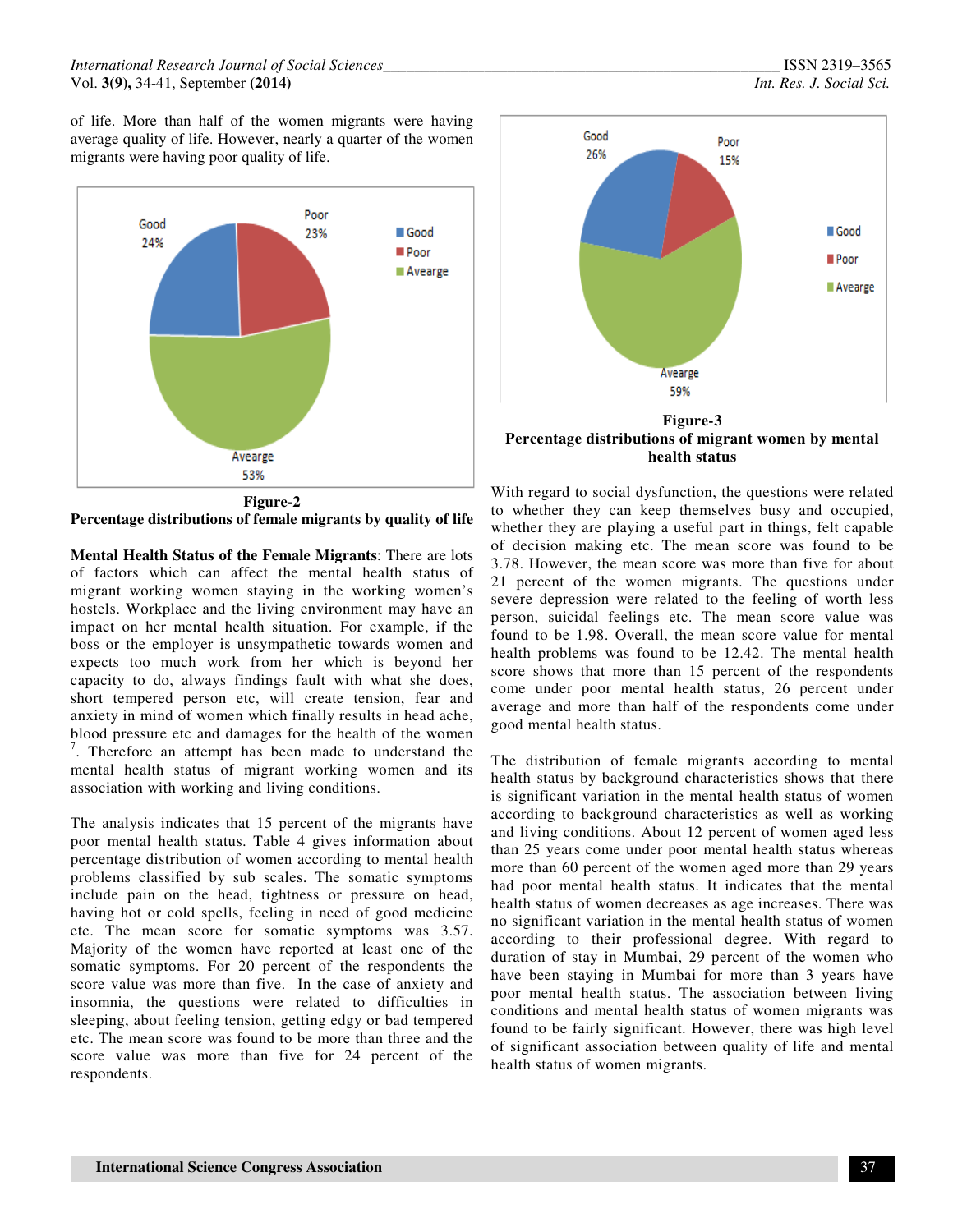of life. More than half of the women migrants were having average quality of life. However, nearly a quarter of the women migrants were having poor quality of life.

**Figure-2**
**Percentage distributions of female migrants by quality of life**

**Mental Health Status of the Female Migrants**: There are lots of factors which can affect the mental health status of migrant working women staying in the working women's hostels. Workplace and the living environment may have an impact on her mental health situation. For example, if the boss or the employer is unsympathetic towards women and expects too much work from her which is beyond her capacity to do, always findings fault with what she does, short tempered person etc, will create tension, fear and anxiety in mind of women which finally results in head ache, blood pressure etc and damages for the health of the women [7]. Therefore an attempt has been made to understand the mental health status of migrant working women and its association with working and living conditions.

The analysis indicates that 15 percent of the migrants have poor mental health status. Table 4 gives information about percentage distribution of women according to mental health problems classified by sub scales. The somatic symptoms include pain on the head, tightness or pressure on head, having hot or cold spells, feeling in need of good medicine etc. The mean score for somatic symptoms was 3.57. Majority of the women have reported at least one of the somatic symptoms. For 20 percent of the respondents the score value was more than five. In the case of anxiety and insomnia, the questions were related to difficulties in sleeping, about feeling tension, getting edgy or bad tempered etc. The mean score was found to be more than three and the score value was more than five for 24 percent of the respondents.

**Figure-3**
**Percentage distributions of migrant women by mental health status**

With regard to social dysfunction, the questions were related to whether they can keep themselves busy and occupied, whether they are playing a useful part in things, felt capable of decision making etc. The mean score was found to be 3.78. However, the mean score was more than five for about 21 percent of the women migrants. The questions under severe depression were related to the feeling of worth less person, suicidal feelings etc. The mean score value was found to be 1.98. Overall, the mean score value for mental health problems was found to be 12.42. The mental health score shows that more than 15 percent of the respondents come under poor mental health status, 26 percent under average and more than half of the respondents come under good mental health status.

The distribution of female migrants according to mental health status by background characteristics shows that there is significant variation in the mental health status of women according to background characteristics as well as working and living conditions. About 12 percent of women aged less than 25 years come under poor mental health status whereas more than 60 percent of the women aged more than 29 years had poor mental health status. It indicates that the mental health status of women decreases as age increases. There was no significant variation in the mental health status of women according to their professional degree. With regard to duration of stay in Mumbai, 29 percent of the women who have been staying in Mumbai for more than 3 years have poor mental health status. The association between living conditions and mental health status of women migrants was found to be fairly significant. However, there was high level of significant association between quality of life and mental health status of women migrants.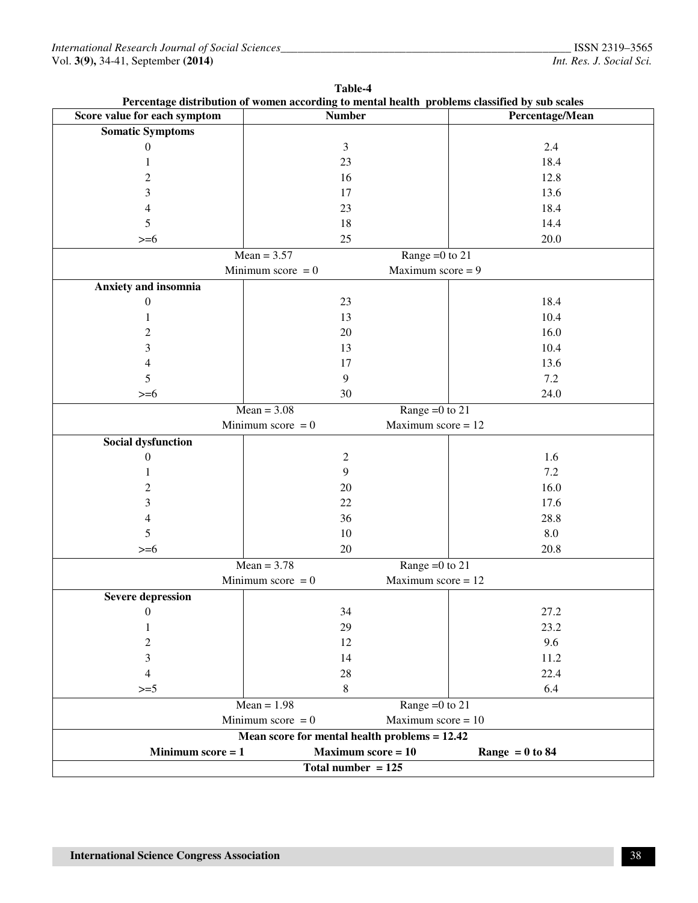**Table-4**
**Percentage distribution of women according to mental health problems classified by sub scales**

| Score value for each symptom | Number | Percentage/Mean |
|---|---|---|
| **Somatic Symptoms** | | |
| 0 | 3 | 2.4 |
| 1 | 23 | 18.4 |
| 2 | 16 | 12.8 |
| 3 | 17 | 13.6 |
| 4 | 23 | 18.4 |
| 5 | 18 | 14.4 |
| >=6 | 25 | 20.0 |
| Mean = 3.57 Range =0 to 21 Minimum score = 0 Maximum score = 9 | | |
| **Anxiety and insomnia** | | |
| 0 | 23 | 18.4 |
| 1 | 13 | 10.4 |
| 2 | 20 | 16.0 |
| 3 | 13 | 10.4 |
| 4 | 17 | 13.6 |
| 5 | 9 | 7.2 |
| >=6 | 30 | 24.0 |
| Mean = 3.08 Range =0 to 21 Minimum score = 0 Maximum score = 12 | | |
| **Social dysfunction** | | |
| 0 | 2 | 1.6 |
| 1 | 9 | 7.2 |
| 2 | 20 | 16.0 |
| 3 | 22 | 17.6 |
| 4 | 36 | 28.8 |
| 5 | 10 | 8.0 |
| >=6 | 20 | 20.8 |
| Mean = 3.78 Range =0 to 21 Minimum score = 0 Maximum score = 12 | | |
| **Severe depression** | | |
| 0 | 34 | 27.2 |
| 1 | 29 | 23.2 |
| 2 | 12 | 9.6 |
| 3 | 14 | 11.2 |
| 4 | 28 | 22.4 |
| >=5 | 8 | 6.4 |
| Mean = 1.98 Range =0 to 21 Minimum score = 0 Maximum score = 10 | | |
| **Mean score for mental health problems = 12.42** | | |
| **Minimum score = 1** | **Maximum score = 10** | **Range = 0 to 84** |
| **Total number = 125** | | |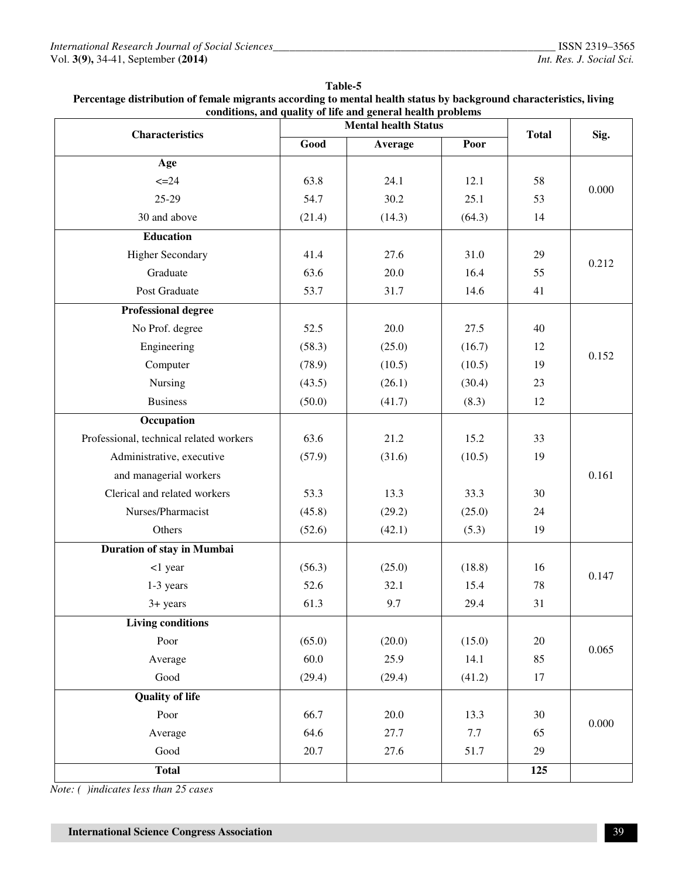**Table-5**
**Percentage distribution of female migrants according to mental health status by background characteristics, living conditions, and quality of life and general health problems**

| Characteristics | Mental health Status | | | Total | Sig. |
|---|---|---|---|---|---|
| | Good | Average | Poor | | |
| **Age** | | | | | |
| <=24 | 63.8 | 24.1 | 12.1 | 58 | 0.000 |
| 25-29 | 54.7 | 30.2 | 25.1 | 53 | |
| 30 and above | (21.4) | (14.3) | (64.3) | 14 | |
| **Education** | | | | | |
| Higher Secondary | 41.4 | 27.6 | 31.0 | 29 | 0.212 |
| Graduate | 63.6 | 20.0 | 16.4 | 55 | |
| Post Graduate | 53.7 | 31.7 | 14.6 | 41 | |
| **Professional degree** | | | | | |
| No Prof. degree | 52.5 | 20.0 | 27.5 | 40 | 0.152 |
| Engineering | (58.3) | (25.0) | (16.7) | 12 | |
| Computer | (78.9) | (10.5) | (10.5) | 19 | |
| Nursing | (43.5) | (26.1) | (30.4) | 23 | |
| Business | (50.0) | (41.7) | (8.3) | 12 | |
| **Occupation** | | | | | |
| Professional, technical related workers | 63.6 | 21.2 | 15.2 | 33 | 0.161 |
| Administrative, executive and managerial workers | (57.9) | (31.6) | (10.5) | 19 | |
| Clerical and related workers | 53.3 | 13.3 | 33.3 | 30 | |
| Nurses/Pharmacist | (45.8) | (29.2) | (25.0) | 24 | |
| Others | (52.6) | (42.1) | (5.3) | 19 | |
| **Duration of stay in Mumbai** | | | | | |
| <1 year | (56.3) | (25.0) | (18.8) | 16 | 0.147 |
| 1-3 years | 52.6 | 32.1 | 15.4 | 78 | |
| 3+ years | 61.3 | 9.7 | 29.4 | 31 | |
| **Living conditions** | | | | | |
| Poor | (65.0) | (20.0) | (15.0) | 20 | 0.065 |
| Average | 60.0 | 25.9 | 14.1 | 85 | |
| Good | (29.4) | (29.4) | (41.2) | 17 | |
| **Quality of life** | | | | | |
| Poor | 66.7 | 20.0 | 13.3 | 30 | 0.000 |
| Average | 64.6 | 27.7 | 7.7 | 65 | |
| Good | 20.7 | 27.6 | 51.7 | 29 | |
| **Total** | | | | **125** | |

*Note: ( )indicates less than 25 cases*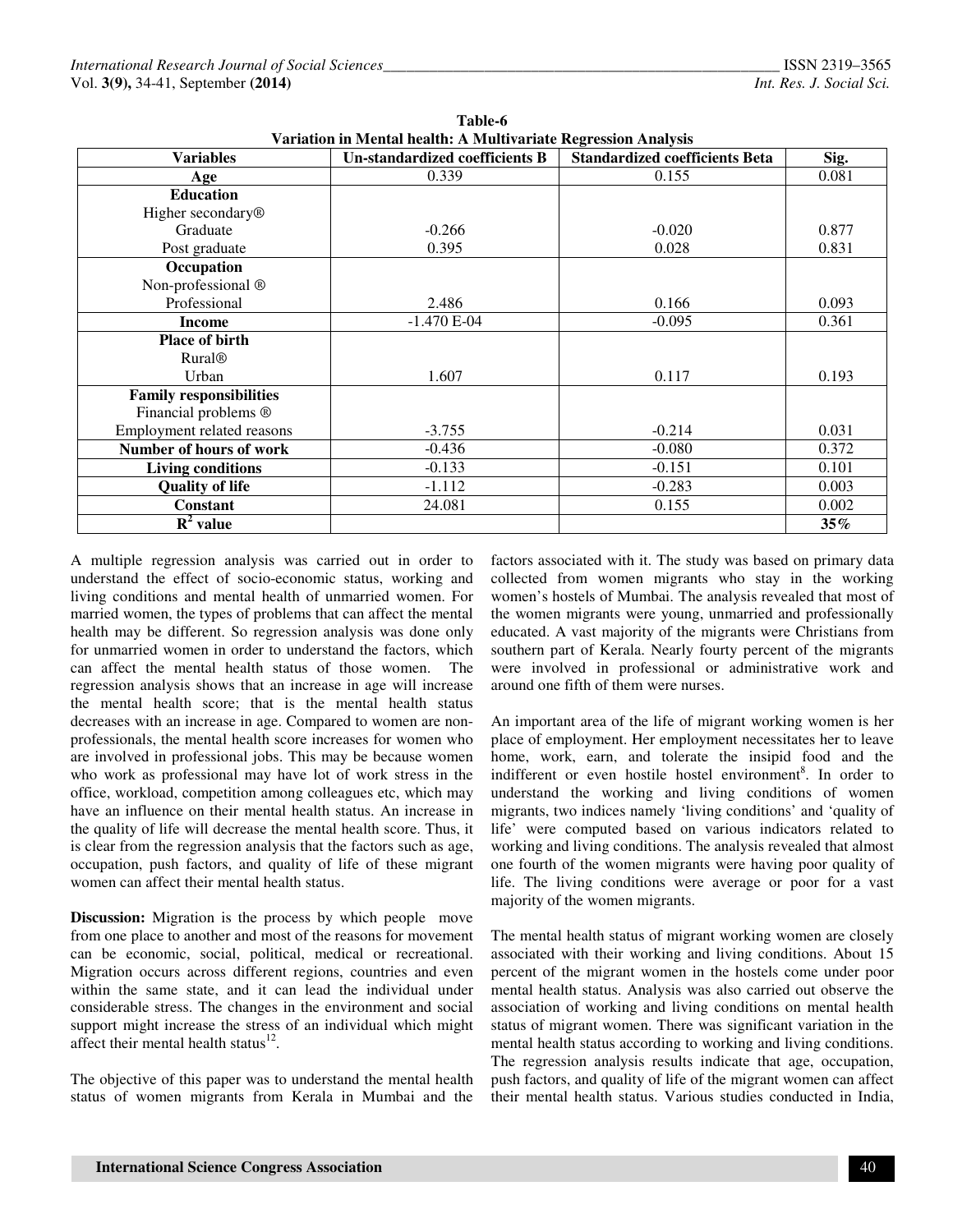**Table-6**
**Variation in Mental health: A Multivariate Regression Analysis**

| Variables | Un-standardized coefficients B | Standardized coefficients Beta | Sig. |
|---|---|---|---|
| **Age** | 0.339 | 0.155 | 0.081 |
| **Education** | | | |
| Higher secondary® | | | |
| Graduate | -0.266 | -0.020 | 0.877 |
| Post graduate | 0.395 | 0.028 | 0.831 |
| **Occupation** | | | |
| Non-professional ® | | | |
| Professional | 2.486 | 0.166 | 0.093 |
| **Income** | -1.470 E-04 | -0.095 | 0.361 |
| **Place of birth** | | | |
| Rural® | | | |
| Urban | 1.607 | 0.117 | 0.193 |
| **Family responsibilities** | | | |
| Financial problems ® | | | |
| Employment related reasons | -3.755 | -0.214 | 0.031 |
| **Number of hours of work** | -0.436 | -0.080 | 0.372 |
| **Living conditions** | -0.133 | -0.151 | 0.101 |
| **Quality of life** | -1.112 | -0.283 | 0.003 |
| **Constant** | 24.081 | 0.155 | 0.002 |
| **$R^2$ value** | | | **35%** |

A multiple regression analysis was carried out in order to understand the effect of socio-economic status, working and living conditions and mental health of unmarried women. For married women, the types of problems that can affect the mental health may be different. So regression analysis was done only for unmarried women in order to understand the factors, which can affect the mental health status of those women. The regression analysis shows that an increase in age will increase the mental health score; that is the mental health status decreases with an increase in age. Compared to women are non-professionals, the mental health score increases for women who are involved in professional jobs. This may be because women who work as professional may have lot of work stress in the office, workload, competition among colleagues etc, which may have an influence on their mental health status. An increase in the quality of life will decrease the mental health score. Thus, it is clear from the regression analysis that the factors such as age, occupation, push factors, and quality of life of these migrant women can affect their mental health status.

**Discussion:** Migration is the process by which people move from one place to another and most of the reasons for movement can be economic, social, political, medical or recreational. Migration occurs across different regions, countries and even within the same state, and it can lead the individual under considerable stress. The changes in the environment and social support might increase the stress of an individual which might affect their mental health status[12].

The objective of this paper was to understand the mental health status of women migrants from Kerala in Mumbai and the factors associated with it. The study was based on primary data collected from women migrants who stay in the working women's hostels of Mumbai. The analysis revealed that most of the women migrants were young, unmarried and professionally educated. A vast majority of the migrants were Christians from southern part of Kerala. Nearly fourty percent of the migrants were involved in professional or administrative work and around one fifth of them were nurses.

An important area of the life of migrant working women is her place of employment. Her employment necessitates her to leave home, work, earn, and tolerate the insipid food and the indifferent or even hostile hostel environment[8]. In order to understand the working and living conditions of women migrants, two indices namely 'living conditions' and 'quality of life' were computed based on various indicators related to working and living conditions. The analysis revealed that almost one fourth of the women migrants were having poor quality of life. The living conditions were average or poor for a vast majority of the women migrants.

The mental health status of migrant working women are closely associated with their working and living conditions. About 15 percent of the migrant women in the hostels come under poor mental health status. Analysis was also carried out observe the association of working and living conditions on mental health status of migrant women. There was significant variation in the mental health status according to working and living conditions. The regression analysis results indicate that age, occupation, push factors, and quality of life of the migrant women can affect their mental health status. Various studies conducted in India,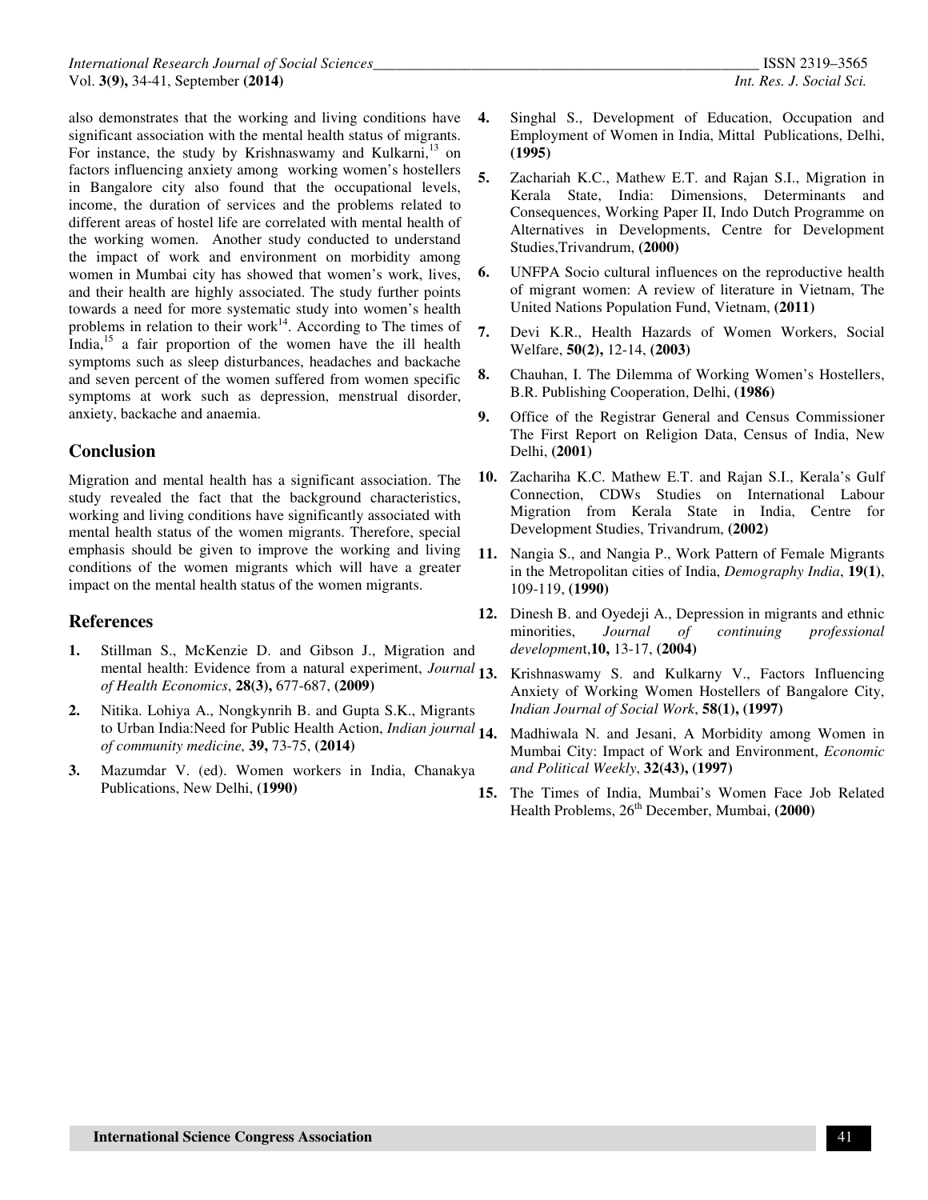also demonstrates that the working and living conditions have significant association with the mental health status of migrants. For instance, the study by Krishnaswamy and Kulkarni,[13] on factors influencing anxiety among working women's hostellers in Bangalore city also found that the occupational levels, income, the duration of services and the problems related to different areas of hostel life are correlated with mental health of the working women. Another study conducted to understand the impact of work and environment on morbidity among women in Mumbai city has showed that women's work, lives, and their health are highly associated. The study further points towards a need for more systematic study into women's health problems in relation to their work[14]. According to The times of India,[15] a fair proportion of the women have the ill health symptoms such as sleep disturbances, headaches and backache and seven percent of the women suffered from women specific symptoms at work such as depression, menstrual disorder, anxiety, backache and anaemia.

## Conclusion

Migration and mental health has a significant association. The study revealed the fact that the background characteristics, working and living conditions have significantly associated with mental health status of the women migrants. Therefore, special emphasis should be given to improve the working and living conditions of the women migrants which will have a greater impact on the mental health status of the women migrants.

## References

1. Stillman S., McKenzie D. and Gibson J., Migration and mental health: Evidence from a natural experiment, *Journal of Health Economics*, **28(3),** 677-687, **(2009)**
2. Nitika. Lohiya A., Nongkynrih B. and Gupta S.K., Migrants to Urban India:Need for Public Health Action, *Indian journal of community medicine,* **39,** 73-75, **(2014)**
3. Mazumdar V. (ed). Women workers in India, Chanakya Publications, New Delhi, **(1990)**
4. Singhal S., Development of Education, Occupation and Employment of Women in India, Mittal Publications, Delhi, **(1995)**
5. Zachariah K.C., Mathew E.T. and Rajan S.I., Migration in Kerala State, India: Dimensions, Determinants and Consequences, Working Paper II, Indo Dutch Programme on Alternatives in Developments, Centre for Development Studies,Trivandrum, **(2000)**
6. UNFPA Socio cultural influences on the reproductive health of migrant women: A review of literature in Vietnam, The United Nations Population Fund, Vietnam, **(2011)**
7. Devi K.R., Health Hazards of Women Workers, Social Welfare, **50(2),** 12-14, **(2003)**
8. Chauhan, I. The Dilemma of Working Women's Hostellers, B.R. Publishing Cooperation, Delhi, **(1986)**
9. Office of the Registrar General and Census Commissioner The First Report on Religion Data, Census of India, New Delhi, **(2001)**
10. Zachariha K.C. Mathew E.T. and Rajan S.I., Kerala's Gulf Connection, CDWs Studies on International Labour Migration from Kerala State in India, Centre for Development Studies, Trivandrum, **(2002)**
11. Nangia S., and Nangia P., Work Pattern of Female Migrants in the Metropolitan cities of India, *Demography India*, **19(1)**, 109-119, **(1990)**
12. Dinesh B. and Oyedeji A., Depression in migrants and ethnic minorities, *Journal of continuing professional development*,**10,** 13-17, **(2004)**
13. Krishnaswamy S. and Kulkarny V., Factors Influencing Anxiety of Working Women Hostellers of Bangalore City, *Indian Journal of Social Work*, **58(1), (1997)**
14. Madhiwala N. and Jesani, A Morbidity among Women in Mumbai City: Impact of Work and Environment, *Economic and Political Weekly*, **32(43), (1997)**
15. The Times of India, Mumbai's Women Face Job Related Health Problems, 26th December, Mumbai, **(2000)**